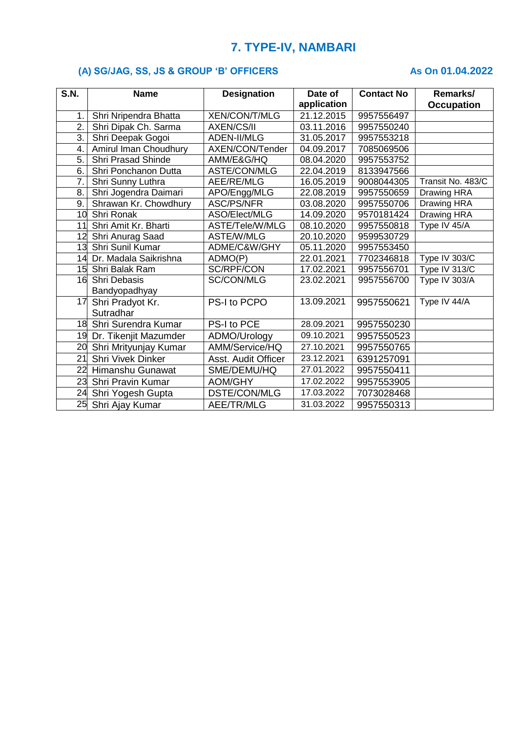# 7. TYPE-IV, NAMBARI

## (A) SG/JAG, SS, JS & GROUP 'B' OFFICERS

**As On 01.04.2022**

| S.N. | Name | Designation | Date of application | Contact No | Remarks/ Occupation |
|---|---|---|---|---|---|
| 1. | Shri Nripendra Bhatta | XEN/CON/T/MLG | 21.12.2015 | 9957556497 | |
| 2. | Shri Dipak Ch. Sarma | AXEN/CS/II | 03.11.2016 | 9957550240 | |
| 3. | Shri Deepak Gogoi | ADEN-II/MLG | 31.05.2017 | 9957553218 | |
| 4. | Amirul Iman Choudhury | AXEN/CON/Tender | 04.09.2017 | 7085069506 | |
| 5. | Shri Prasad Shinde | AMM/E&G/HQ | 08.04.2020 | 9957553752 | |
| 6. | Shri Ponchanon Dutta | ASTE/CON/MLG | 22.04.2019 | 8133947566 | |
| 7. | Shri Sunny Luthra | AEE/RE/MLG | 16.05.2019 | 9008044305 | Transit No. 483/C |
| 8. | Shri Jogendra Daimari | APO/Engg/MLG | 22.08.2019 | 9957550659 | Drawing HRA |
| 9. | Shrawan Kr. Chowdhury | ASC/PS/NFR | 03.08.2020 | 9957550706 | Drawing HRA |
| 10 | Shri Ronak | ASO/Elect/MLG | 14.09.2020 | 9570181424 | Drawing HRA |
| 11 | Shri Amit Kr. Bharti | ASTE/Tele/W/MLG | 08.10.2020 | 9957550818 | Type IV 45/A |
| 12 | Shri Anurag Saad | ASTE/W/MLG | 20.10.2020 | 9599530729 | |
| 13 | Shri Sunil Kumar | ADME/C&W/GHY | 05.11.2020 | 9957553450 | |
| 14 | Dr. Madala Saikrishna | ADMO(P) | 22.01.2021 | 7702346818 | Type IV 303/C |
| 15 | Shri Balak Ram | SC/RPF/CON | 17.02.2021 | 9957556701 | Type IV 313/C |
| 16 | Shri Debasis Bandyopadhyay | SC/CON/MLG | 23.02.2021 | 9957556700 | Type IV 303/A |
| 17 | Shri Pradyot Kr. Sutradhar | PS-I to PCPO | 13.09.2021 | 9957550621 | Type IV 44/A |
| 18 | Shri Surendra Kumar | PS-I to PCE | 28.09.2021 | 9957550230 | |
| 19 | Dr. Tikenjit Mazumder | ADMO/Urology | 09.10.2021 | 9957550523 | |
| 20 | Shri Mrityunjay Kumar | AMM/Service/HQ | 27.10.2021 | 9957550765 | |
| 21 | Shri Vivek Dinker | Asst. Audit Officer | 23.12.2021 | 6391257091 | |
| 22 | Himanshu Gunawat | SME/DEMU/HQ | 27.01.2022 | 9957550411 | |
| 23 | Shri Pravin Kumar | AOM/GHY | 17.02.2022 | 9957553905 | |
| 24 | Shri Yogesh Gupta | DSTE/CON/MLG | 17.03.2022 | 7073028468 | |
| 25 | Shri Ajay Kumar | AEE/TR/MLG | 31.03.2022 | 9957550313 | |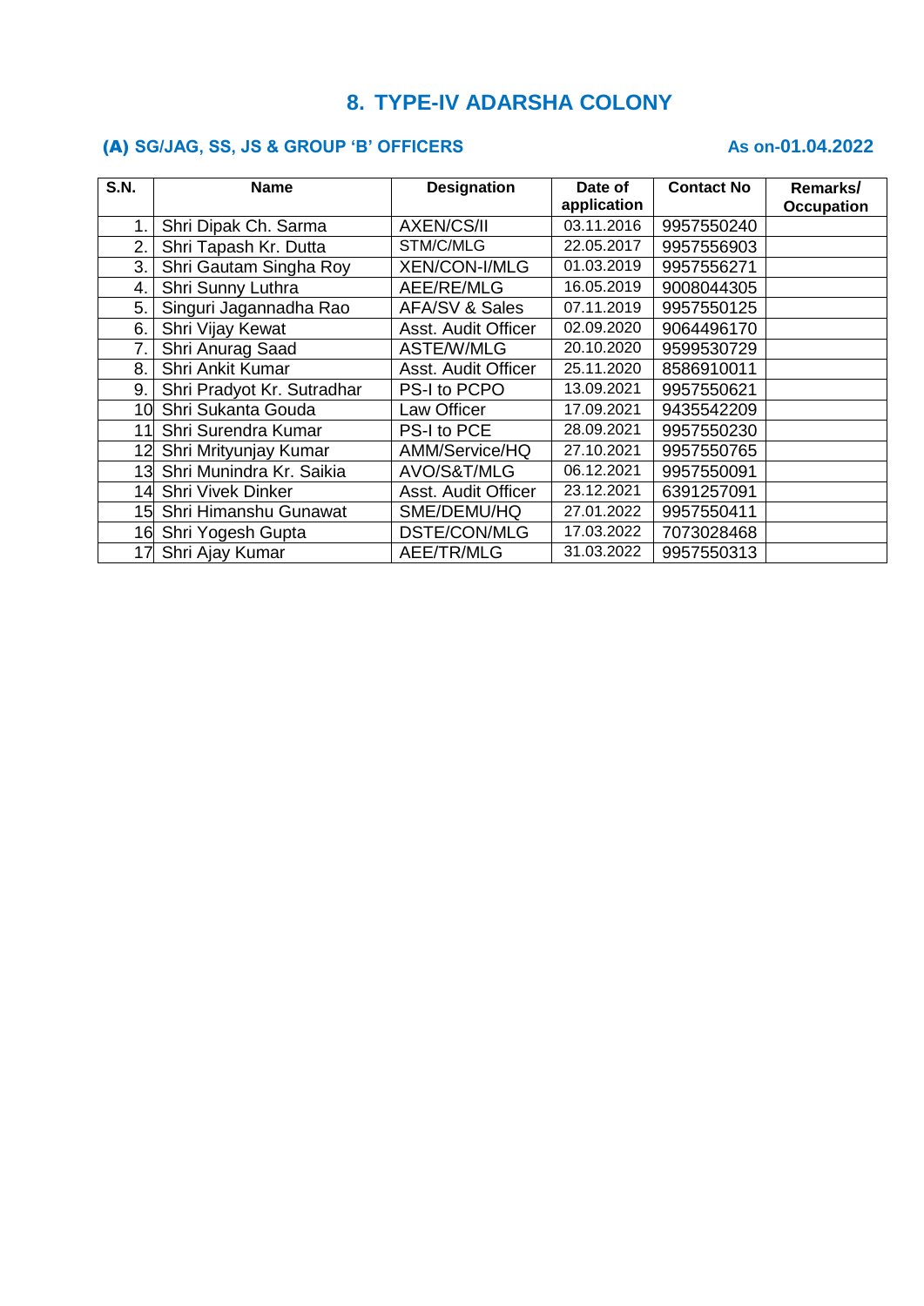## 8. TYPE-IV ADARSHA COLONY

### (A) SG/JAG, SS, JS & GROUP 'B' OFFICERS

**As on-01.04.2022**

| S.N. | Name | Designation | Date of application | Contact No | Remarks/ Occupation |
|---|---|---|---|---|---|
| 1. | Shri Dipak Ch. Sarma | AXEN/CS/II | 03.11.2016 | 9957550240 | |
| 2. | Shri Tapash Kr. Dutta | STM/C/MLG | 22.05.2017 | 9957556903 | |
| 3. | Shri Gautam Singha Roy | XEN/CON-I/MLG | 01.03.2019 | 9957556271 | |
| 4. | Shri Sunny Luthra | AEE/RE/MLG | 16.05.2019 | 9008044305 | |
| 5. | Singuri Jagannadha Rao | AFA/SV & Sales | 07.11.2019 | 9957550125 | |
| 6. | Shri Vijay Kewat | Asst. Audit Officer | 02.09.2020 | 9064496170 | |
| 7. | Shri Anurag Saad | ASTE/W/MLG | 20.10.2020 | 9599530729 | |
| 8. | Shri Ankit Kumar | Asst. Audit Officer | 25.11.2020 | 8586910011 | |
| 9. | Shri Pradyot Kr. Sutradhar | PS-I to PCPO | 13.09.2021 | 9957550621 | |
| 10 | Shri Sukanta Gouda | Law Officer | 17.09.2021 | 9435542209 | |
| 11 | Shri Surendra Kumar | PS-I to PCE | 28.09.2021 | 9957550230 | |
| 12 | Shri Mrityunjay Kumar | AMM/Service/HQ | 27.10.2021 | 9957550765 | |
| 13 | Shri Munindra Kr. Saikia | AVO/S&T/MLG | 06.12.2021 | 9957550091 | |
| 14 | Shri Vivek Dinker | Asst. Audit Officer | 23.12.2021 | 6391257091 | |
| 15 | Shri Himanshu Gunawat | SME/DEMU/HQ | 27.01.2022 | 9957550411 | |
| 16 | Shri Yogesh Gupta | DSTE/CON/MLG | 17.03.2022 | 7073028468 | |
| 17 | Shri Ajay Kumar | AEE/TR/MLG | 31.03.2022 | 9957550313 | |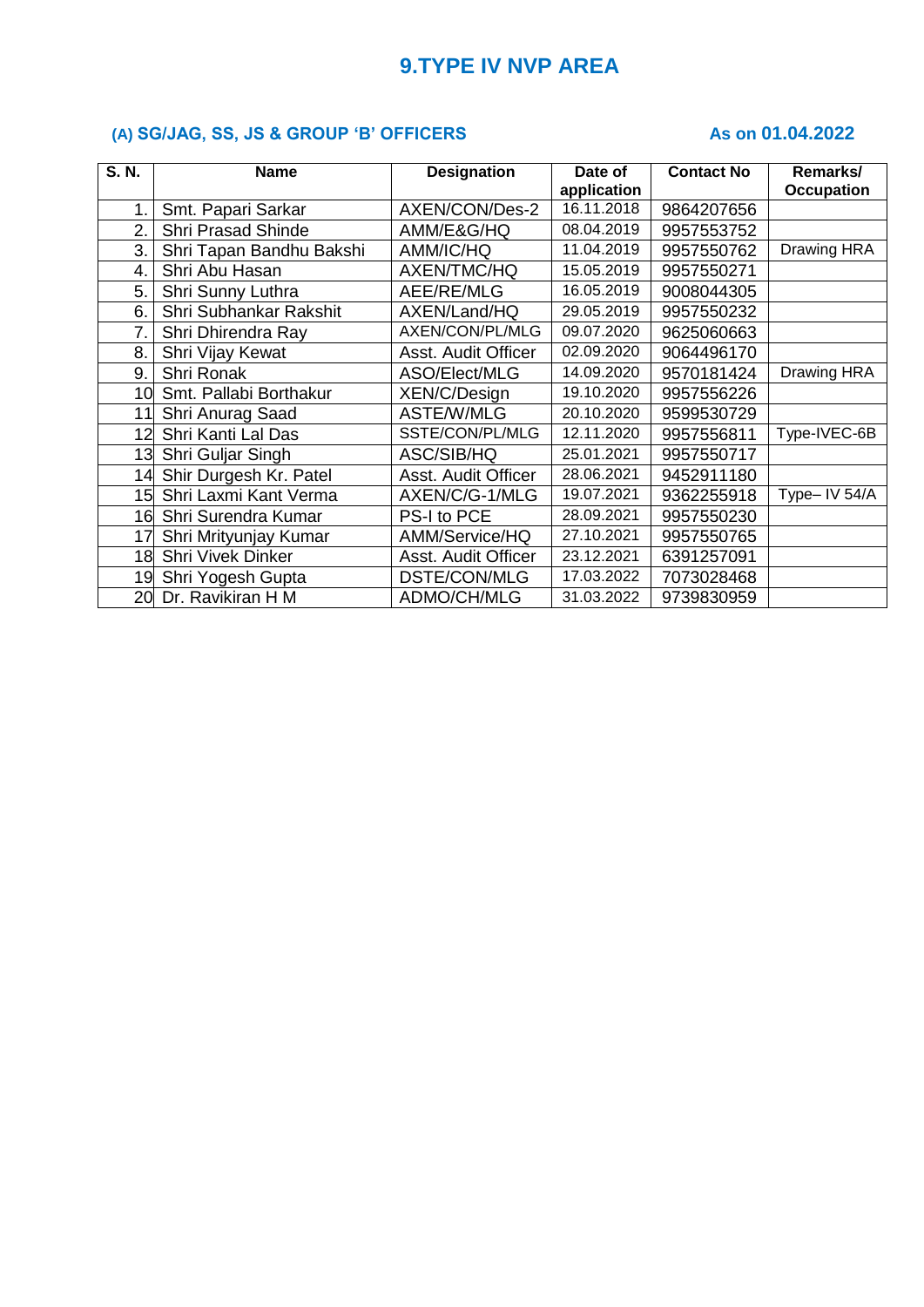# 9.TYPE IV NVP AREA

**(A) SG/JAG, SS, JS & GROUP 'B' OFFICERS** **As on 01.04.2022**

| S. N. | Name | Designation | Date of application | Contact No | Remarks/ Occupation |
|---|---|---|---|---|---|
| 1. | Smt. Papari Sarkar | AXEN/CON/Des-2 | 16.11.2018 | 9864207656 | |
| 2. | Shri Prasad Shinde | AMM/E&G/HQ | 08.04.2019 | 9957553752 | |
| 3. | Shri Tapan Bandhu Bakshi | AMM/IC/HQ | 11.04.2019 | 9957550762 | Drawing HRA |
| 4. | Shri Abu Hasan | AXEN/TMC/HQ | 15.05.2019 | 9957550271 | |
| 5. | Shri Sunny Luthra | AEE/RE/MLG | 16.05.2019 | 9008044305 | |
| 6. | Shri Subhankar Rakshit | AXEN/Land/HQ | 29.05.2019 | 9957550232 | |
| 7. | Shri Dhirendra Ray | AXEN/CON/PL/MLG | 09.07.2020 | 9625060663 | |
| 8. | Shri Vijay Kewat | Asst. Audit Officer | 02.09.2020 | 9064496170 | |
| 9. | Shri Ronak | ASO/Elect/MLG | 14.09.2020 | 9570181424 | Drawing HRA |
| 10 | Smt. Pallabi Borthakur | XEN/C/Design | 19.10.2020 | 9957556226 | |
| 11 | Shri Anurag Saad | ASTE/W/MLG | 20.10.2020 | 9599530729 | |
| 12 | Shri Kanti Lal Das | SSTE/CON/PL/MLG | 12.11.2020 | 9957556811 | Type-IVEC-6B |
| 13 | Shri Guljar Singh | ASC/SIB/HQ | 25.01.2021 | 9957550717 | |
| 14 | Shir Durgesh Kr. Patel | Asst. Audit Officer | 28.06.2021 | 9452911180 | |
| 15 | Shri Laxmi Kant Verma | AXEN/C/G-1/MLG | 19.07.2021 | 9362255918 | Type– IV 54/A |
| 16 | Shri Surendra Kumar | PS-I to PCE | 28.09.2021 | 9957550230 | |
| 17 | Shri Mrityunjay Kumar | AMM/Service/HQ | 27.10.2021 | 9957550765 | |
| 18 | Shri Vivek Dinker | Asst. Audit Officer | 23.12.2021 | 6391257091 | |
| 19 | Shri Yogesh Gupta | DSTE/CON/MLG | 17.03.2022 | 7073028468 | |
| 20 | Dr. Ravikiran H M | ADMO/CH/MLG | 31.03.2022 | 9739830959 | |